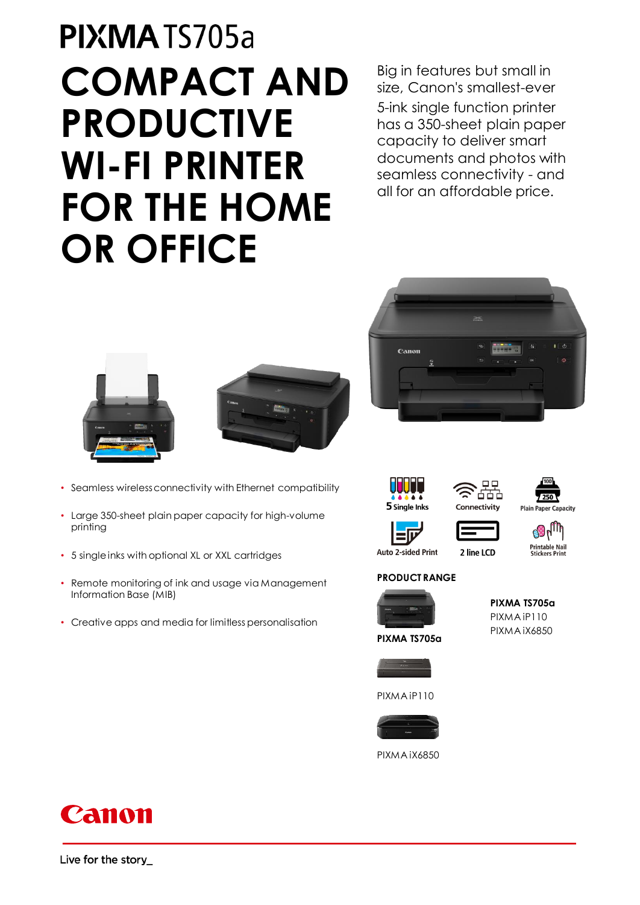# PIXMA TS705a

## COMPACT AND PRODUCTIVE WI-FI PRINTER FOR THE HOME OR OFFICE

Big in features but small in size, Canon's smallest-ever 5-ink single function printer has a 350-sheet plain paper capacity to deliver smart documents and photos with seamless connectivity - and all for an affordable price.

- Seamless wireless connectivity with Ethernet compatibility
- Large 350-sheet plain paper capacity for high-volume printing
- 5 single inks with optional XL or XXL cartridges
- Remote monitoring of ink and usage via Management Information Base (MIB)
- Creative apps and media for limitless personalisation

5 Single Inks

Connectivity

100 250 Plain Paper Capacity

Auto 2-sided Print

2 line LCD

Printable Nail Stickers Print

**PRODUCT RANGE**

**PIXMA TS705a**

PIXMA iP110

PIXMA iX6850

Live for the story_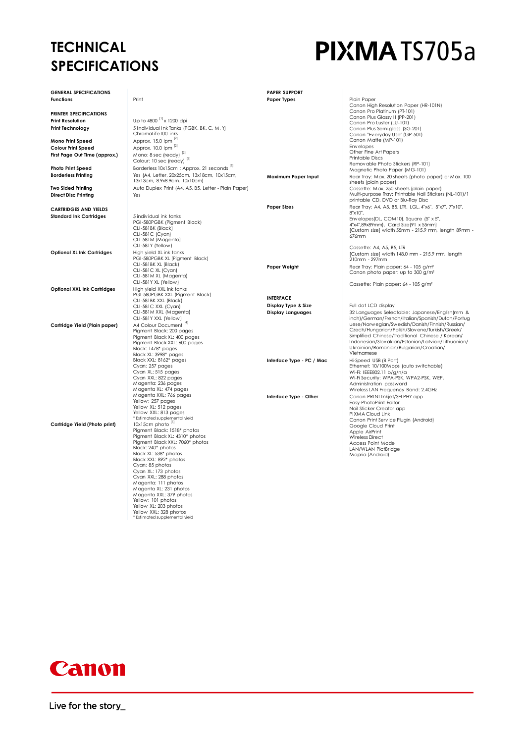# TECHNICAL SPECIFICATIONS

# PIXMA TS705a

| **GENERAL SPECIFICATIONS** | |
|---|---|
| **Functions** | Print |
| **PRINTER SPECIFICATIONS** | |
| **Print Resolution** | Up to 4800 [1] x 1200 dpi |
| **Print Technology** | 5 Individual Ink Tanks (PGBK, BK, C, M, Y)<br>ChromaLife100 inks |
| **Mono Print Speed** | Approx. 15.0 ipm [2] |
| **Colour Print Speed** | Approx. 10.0 ipm [2] |
| **First Page Out Time (approx.)** | Mono: 8 sec (ready) [2]<br>Colour: 10 sec (ready) [2] |
| **Photo Print Speed** | Borderless 10x15cm : Approx. 21 seconds [3] |
| **Borderless Printing** | Yes (A4, Letter, 20x25cm, 13x18cm, 10x15cm, 13x13cm, 8.9x8.9cm, 10x10cm) |
| **Two Sided Printing** | Auto Duplex Print (A4, A5, B5, Letter - Plain Paper) |
| **Direct Disc Printing** | Yes |
| **CARTRIDGES AND YIELDS** | |
| **Standard Ink Cartridges** | 5 individual ink tanks<br>PGI-580PGBK (Pigment Black)<br>CLI-581BK (Black)<br>CLI-581C (Cyan)<br>CLI-581M (Magenta)<br>CLI-581Y (Yellow) |
| **Optional XL Ink Cartridges** | High yield XL ink tanks<br>PGI-580PGBK XL (Pigment Black)<br>CLI-581BK XL (Black)<br>CLI-581C XL (Cyan)<br>CLI-581M XL (Magenta)<br>CLI-581Y XL (Yellow) |
| **Optional XXL Ink Cartridges** | High yield XXL ink tanks<br>PGI-580PGBK XXL (Pigment Black)<br>CLI-581BK XXL (Black)<br>CLI-581C XXL (Cyan)<br>CLI-581M XXL (Magenta)<br>CLI-581Y XXL (Yellow) |
| **Cartridge Yield (Plain paper)** | A4 Colour Document [4]<br>Pigment Black: 200 pages<br>Pigment Black XL: 400 pages<br>Pigment Black XXL: 600 pages<br>Black: 1478* pages<br>Black XL: 3998* pages<br>Black XXL: 8162* pages<br>Cyan: 257 pages<br>Cyan XL: 515 pages<br>Cyan XXL: 822 pages<br>Magenta: 236 pages<br>Magenta XL: 474 pages<br>Magenta XXL: 766 pages<br>Yellow: 257 pages<br>Yellow XL: 512 pages<br>Yellow XXL: 813 pages<br>* Estimated supplemental yield |
| **Cartridge Yield (Photo print)** | 10x15cm photo [5]<br>Pigment Black: 1518* photos<br>Pigment Black XL: 4310* photos<br>Pigment Black XXL: 7060* photos<br>Black: 240* photos<br>Black XL: 538* photos<br>Black XXL: 892* photos<br>Cyan: 85 photos<br>Cyan XL: 173 photos<br>Cyan XXL: 288 photos<br>Magenta: 111 photos<br>Magenta XL: 231 photos<br>Magenta XXL: 379 photos<br>Yellow: 101 photos<br>Yellow XL: 203 photos<br>Yellow XXL: 328 photos<br>* Estimated supplemental yield |

| **PAPER SUPPORT** | |
|---|---|
| **Paper Types** | Plain Paper<br>Canon High Resolution Paper (HR-101N)<br>Canon Pro Platinum (PT-101)<br>Canon Plus Glossy II (PP-201)<br>Canon Pro Luster (LU-101)<br>Canon Plus Semi-gloss (SG-201)<br>Canon "Everyday Use" (GP-501)<br>Canon Matte (MP-101)<br>Envelopes<br>Other Fine Art Papers<br>Printable Discs<br>Removable Photo Stickers (RP-101)<br>Magnetic Photo Paper (MG-101) |
| **Maximum Paper Input** | Rear Tray: Max. 20 sheets (photo paper) or Max. 100 sheets (plain paper)<br>Cassette: Max. 250 sheets (plain paper)<br>Multi-purpose Tray: Printable Nail Stickers (NL-101)/1 printable CD, DVD or Blu-Ray Disc |
| **Paper Sizes** | Rear Tray: A4, A5, B5, LTR, LGL, 4"x6", 5"x7", 7"x10", 8"x10",<br>Envelopes(DL, COM10), Square (5" x 5", 4"x4",89x89mm), Card Size(91 x 55mm)<br>[Custom size] width 55mm - 215.9 mm, length 89mm - 676mm<br><br>Cassette: A4, A5, B5, LTR<br>[Custom size] width 148.0 mm - 215.9 mm, length 210mm - 297mm |
| **Paper Weight** | Rear Tray: Plain paper: 64 - 105 g/m²<br>Canon photo paper: up to 300 g/m²<br><br>Cassette: Plain paper: 64 - 105 g/m² |
| **INTERFACE** | |
| **Display Type & Size** | Full dot LCD display |
| **Display Languages** | 32 Languages Selectable: Japanese/English(mm & inch)/German/French/Italian/Spanish/Dutch/Portuguese/Norwegian/Swedish/Danish/Finnish/Russian/Czech/Hungarian/Polish/Slovene/Turkish/Greek/Simplified Chinese/Traditional Chinese / Korean/Indonesian/Slovakian/Estonian/Latvian/Lithuanian/Ukrainian/Romanian/Bulgarian/Croatian/Vietnamese |
| **Interface Type - PC / Mac** | Hi-Speed USB (B Port)<br>Ethernet: 10/100Mbps (auto switchable)<br>Wi-Fi: IEEE802.11 b/g/n/a<br>Wi-Fi Security: WPA-PSK, WPA2-PSK, WEP, Administration password<br>Wireless LAN Frequency Band: 2.4GHz |
| **Interface Type - Other** | Canon PRINT Inkjet/SELPHY app<br>Easy-PhotoPrint Editor<br>Nail Sticker Creator app<br>PIXMA Cloud Link<br>Canon Print Service Plugin (Android)<br>Google Cloud Print<br>Apple AirPrint<br>Wireless Direct<br>Access Point Mode<br>LAN/WLAN PictBridge<br>Mopria (Android) |

Canon

Live for the story_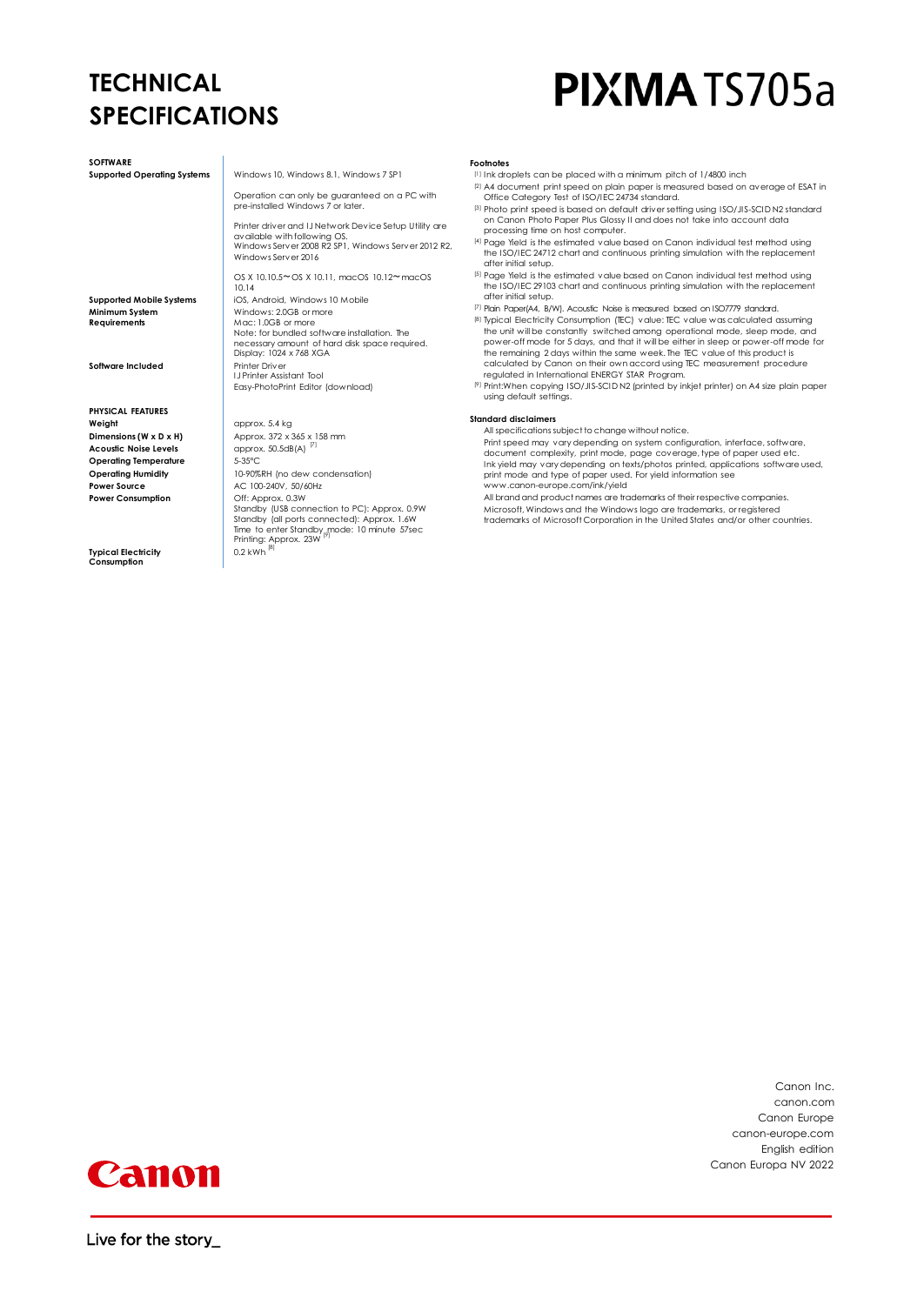# TECHNICAL SPECIFICATIONS

# PIXMA TS705a

## SOFTWARE

| | |
|---|---|
| **Supported Operating Systems** | Windows 10, Windows 8.1, Windows 7 SP1<br><br>Operation can only be guaranteed on a PC with pre-installed Windows 7 or later.<br><br>Printer driver and IJ Network Device Setup Utility are available with following OS.<br>Windows Server 2008 R2 SP1, Windows Server 2012 R2, Windows Server 2016<br><br>OS X 10.10.5〜OS X 10.11, macOS 10.12〜macOS 10.14 |
| **Supported Mobile Systems** | iOS, Android, Windows 10 Mobile |
| **Minimum System Requirements** | Windows: 2.0GB or more<br>Mac: 1.0GB or more<br>Note: for bundled software installation. The necessary amount of hard disk space required.<br>Display: 1024 x 768 XGA |
| **Software Included** | Printer Driver<br>IJ Printer Assistant Tool<br>Easy-PhotoPrint Editor (download) |

## PHYSICAL FEATURES

| | |
|---|---|
| **Weight** | approx. 5.4 kg |
| **Dimensions (W x D x H)** | Approx. 372 x 365 x 158 mm |
| **Acoustic Noise Levels** | approx. 50.5dB(A) [7] |
| **Operating Temperature** | 5-35°C |
| **Operating Humidity** | 10-90%RH (no dew condensation) |
| **Power Source** | AC 100-240V, 50/60Hz |
| **Power Consumption** | Off: Approx. 0.3W<br>Standby (USB connection to PC): Approx. 0.9W<br>Standby (all ports connected): Approx. 1.6W<br>Time to enter Standby mode: 10 minute 57sec<br>Printing: Approx. 23W [9] |
| **Typical Electricity Consumption** | 0.2 kWh [8] |

**Footnotes**

[1] Ink droplets can be placed with a minimum pitch of 1/4800 inch

[2] A4 document print speed on plain paper is measured based on average of ESAT in Office Category Test of ISO/IEC 24734 standard.

[3] Photo print speed is based on default driver setting using ISO/JIS-SCID N2 standard on Canon Photo Paper Plus Glossy II and does not take into account data processing time on host computer.

[4] Page Yield is the estimated value based on Canon individual test method using the ISO/IEC 24712 chart and continuous printing simulation with the replacement after initial setup.

[5] Page Yield is the estimated value based on Canon individual test method using the ISO/IEC 29103 chart and continuous printing simulation with the replacement after initial setup.

[7] Plain Paper(A4, B/W). Acoustic Noise is measured based on ISO7779 standard.

[8] Typical Electricity Consumption (TEC) value: TEC value was calculated assuming the unit will be constantly switched among operational mode, sleep mode, and power-off mode for 5 days, and that it will be either in sleep or power-off mode for the remaining 2 days within the same week. The TEC value of this product is calculated by Canon on their own accord using TEC measurement procedure regulated in International ENERGY STAR Program.

[9] Print:When copying ISO/JIS-SCID N2 (printed by inkjet printer) on A4 size plain paper using default settings.

**Standard disclaimers**

All specifications subject to change without notice.

Print speed may vary depending on system configuration, interface, software, document complexity, print mode, page coverage, type of paper used etc.

Ink yield may vary depending on texts/photos printed, applications software used, print mode and type of paper used. For yield information see www.canon-europe.com/ink/yield

All brand and product names are trademarks of their respective companies.

Microsoft, Windows and the Windows logo are trademarks, or registered trademarks of Microsoft Corporation in the United States and/or other countries.

Canon Inc.
canon.com
Canon Europe
canon-europe.com
English edition
Canon Europa NV 2022

Canon

Live for the story_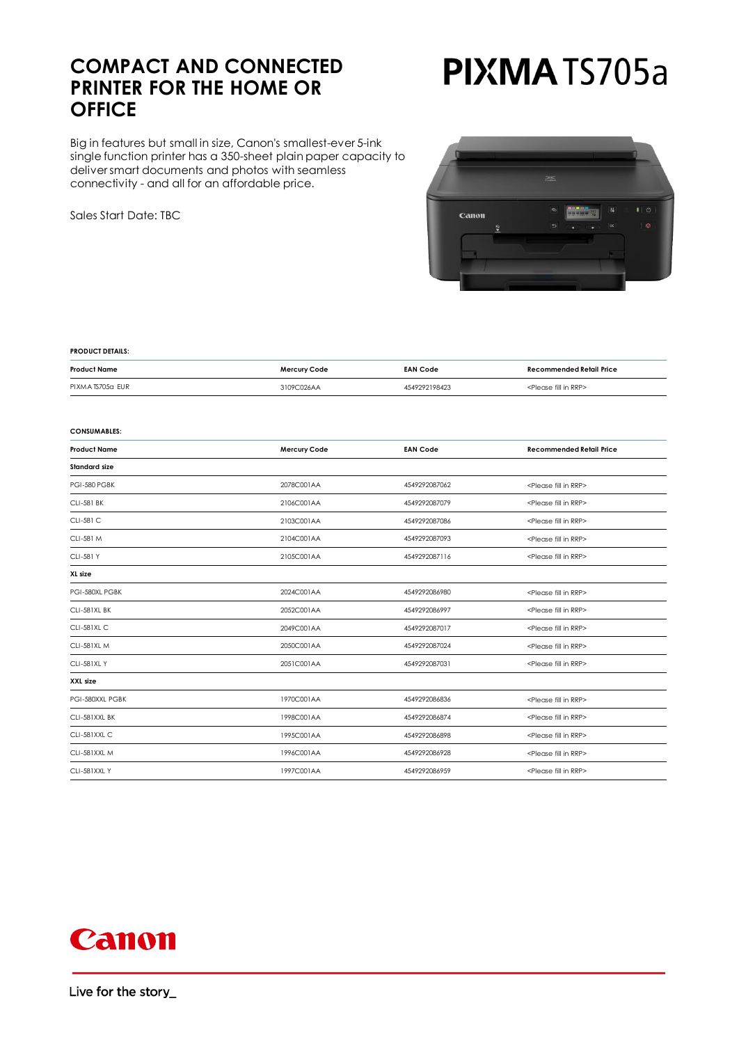# COMPACT AND CONNECTED PRINTER FOR THE HOME OR OFFICE

# PIXMA TS705a

Big in features but small in size, Canon's smallest-ever 5-ink single function printer has a 350-sheet plain paper capacity to deliver smart documents and photos with seamless connectivity - and all for an affordable price.

Sales Start Date: TBC

**PRODUCT DETAILS:**

| Product Name | Mercury Code | EAN Code | Recommended Retail Price |
|---|---|---|---|
| PIXMA TS705a EUR | 3109C026AA | 4549292198423 | <Please fill in RRP> |

**CONSUMABLES:**

| Product Name | Mercury Code | EAN Code | Recommended Retail Price |
|---|---|---|---|
| **Standard size** | | | |
| PGI-580 PGBK | 2078C001AA | 4549292087062 | <Please fill in RRP> |
| CLI-581 BK | 2106C001AA | 4549292087079 | <Please fill in RRP> |
| CLI-581 C | 2103C001AA | 4549292087086 | <Please fill in RRP> |
| CLI-581 M | 2104C001AA | 4549292087093 | <Please fill in RRP> |
| CLI-581 Y | 2105C001AA | 4549292087116 | <Please fill in RRP> |
| **XL size** | | | |
| PGI-580XL PGBK | 2024C001AA | 4549292086980 | <Please fill in RRP> |
| CLI-581XL BK | 2052C001AA | 4549292086997 | <Please fill in RRP> |
| CLI-581XL C | 2049C001AA | 4549292087017 | <Please fill in RRP> |
| CLI-581XL M | 2050C001AA | 4549292087024 | <Please fill in RRP> |
| CLI-581XL Y | 2051C001AA | 4549292087031 | <Please fill in RRP> |
| **XXL size** | | | |
| PGI-580XXL PGBK | 1970C001AA | 4549292086836 | <Please fill in RRP> |
| CLI-581XXL BK | 1998C001AA | 4549292086874 | <Please fill in RRP> |
| CLI-581XXL C | 1995C001AA | 4549292086898 | <Please fill in RRP> |
| CLI-581XXL M | 1996C001AA | 4549292086928 | <Please fill in RRP> |
| CLI-581XXL Y | 1997C001AA | 4549292086959 | <Please fill in RRP> |

Canon

Live for the story_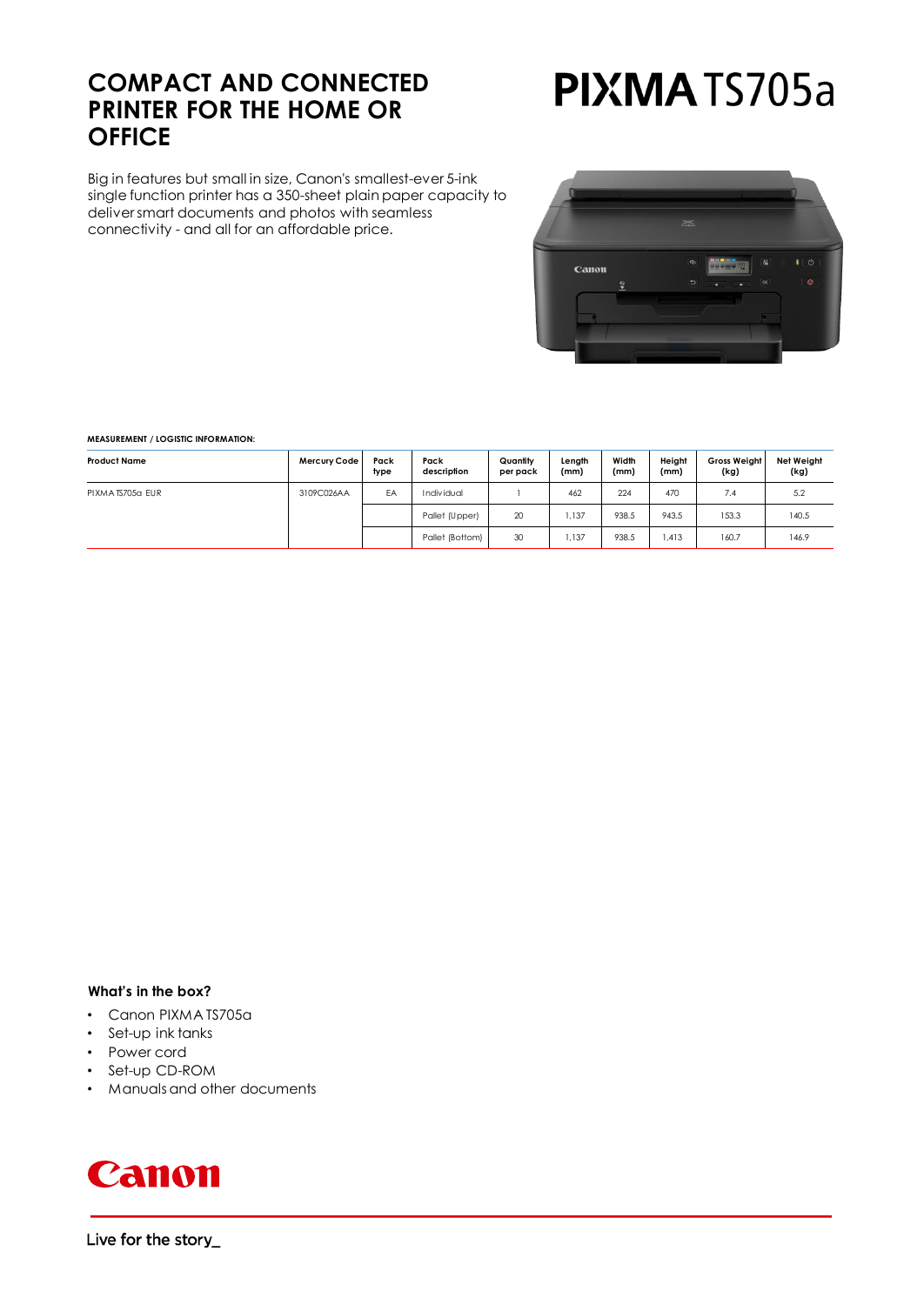# COMPACT AND CONNECTED PRINTER FOR THE HOME OR OFFICE

# PIXMA TS705a

Big in features but small in size, Canon's smallest-ever 5-ink single function printer has a 350-sheet plain paper capacity to deliver smart documents and photos with seamless connectivity - and all for an affordable price.

**MEASUREMENT / LOGISTIC INFORMATION:**

| Product Name | Mercury Code | Pack type | Pack description | Quantity per pack | Length (mm) | Width (mm) | Height (mm) | Gross Weight (kg) | Net Weight (kg) |
|---|---|---|---|---|---|---|---|---|---|
| PIXMA TS705a EUR | 3109C026AA | EA | Individual | 1 | 462 | 224 | 470 | 7.4 | 5.2 |
| | | | Pallet (Upper) | 20 | 1,137 | 938.5 | 943.5 | 153.3 | 140.5 |
| | | | Pallet (Bottom) | 30 | 1,137 | 938.5 | 1,413 | 160.7 | 146.9 |

### What's in the box?

- Canon PIXMA TS705a
- Set-up ink tanks
- Power cord
- Set-up CD-ROM
- Manuals and other documents

Canon

Live for the story_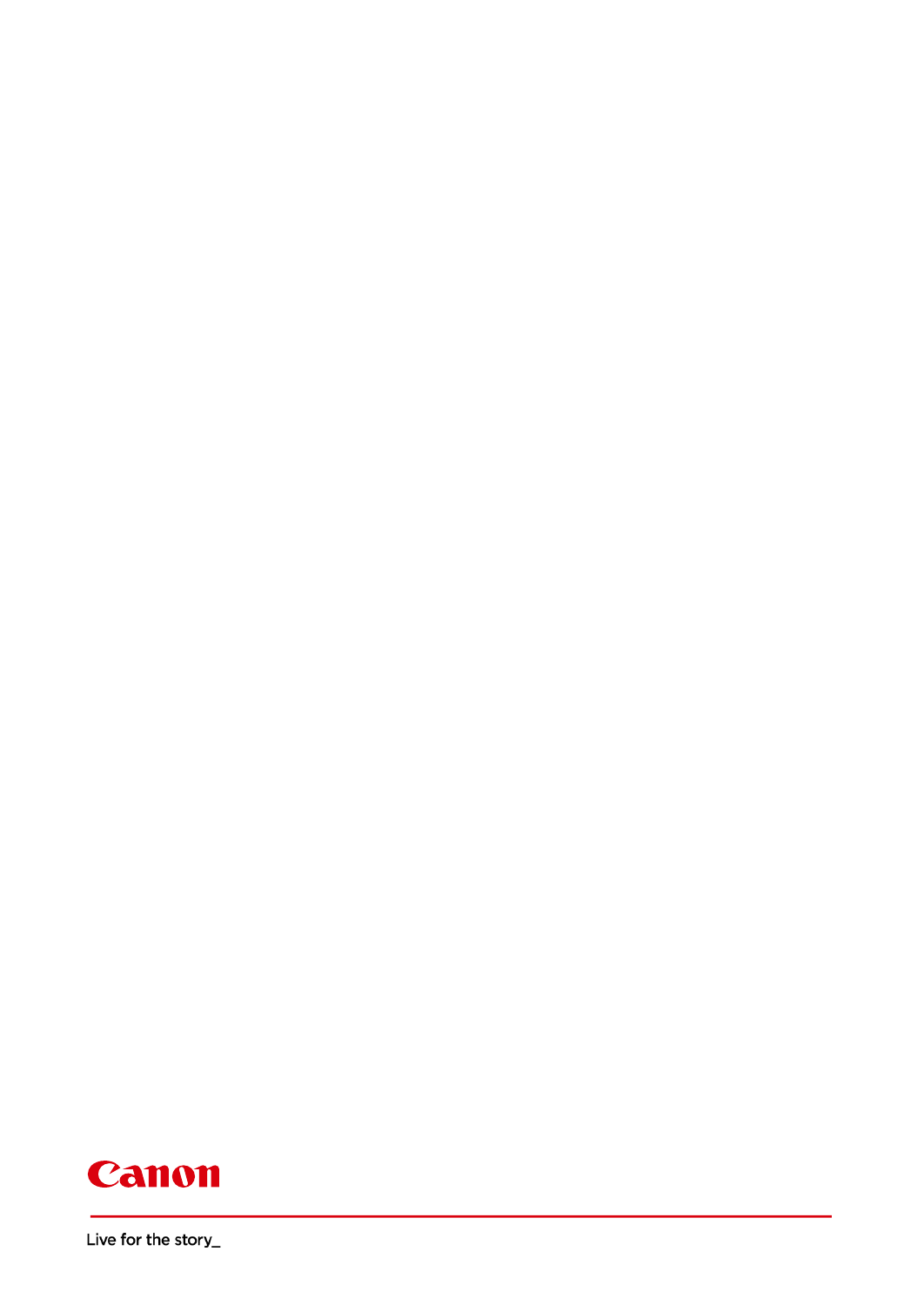Canon

Live for the story_